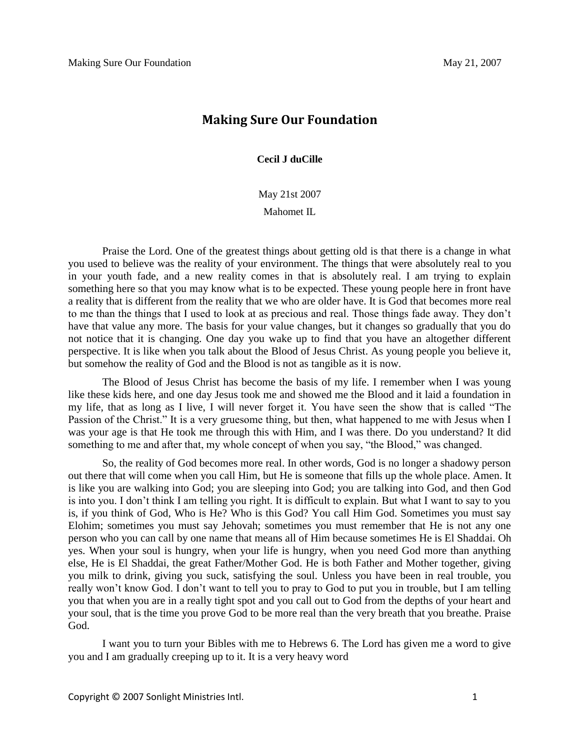# Making Sure Our Foundation

**Cecil J duCille**

May 21st 2007

Mahomet IL

Praise the Lord. One of the greatest things about getting old is that there is a change in what you used to believe was the reality of your environment. The things that were absolutely real to you in your youth fade, and a new reality comes in that is absolutely real. I am trying to explain something here so that you may know what is to be expected. These young people here in front have a reality that is different from the reality that we who are older have. It is God that becomes more real to me than the things that I used to look at as precious and real. Those things fade away. They don't have that value any more. The basis for your value changes, but it changes so gradually that you do not notice that it is changing. One day you wake up to find that you have an altogether different perspective. It is like when you talk about the Blood of Jesus Christ. As young people you believe it, but somehow the reality of God and the Blood is not as tangible as it is now.

The Blood of Jesus Christ has become the basis of my life. I remember when I was young like these kids here, and one day Jesus took me and showed me the Blood and it laid a foundation in my life, that as long as I live, I will never forget it. You have seen the show that is called "The Passion of the Christ." It is a very gruesome thing, but then, what happened to me with Jesus when I was your age is that He took me through this with Him, and I was there. Do you understand? It did something to me and after that, my whole concept of when you say, "the Blood," was changed.

So, the reality of God becomes more real. In other words, God is no longer a shadowy person out there that will come when you call Him, but He is someone that fills up the whole place. Amen. It is like you are walking into God; you are sleeping into God; you are talking into God, and then God is into you. I don't think I am telling you right. It is difficult to explain. But what I want to say to you is, if you think of God, Who is He? Who is this God? You call Him God. Sometimes you must say Elohim; sometimes you must say Jehovah; sometimes you must remember that He is not any one person who you can call by one name that means all of Him because sometimes He is El Shaddai. Oh yes. When your soul is hungry, when your life is hungry, when you need God more than anything else, He is El Shaddai, the great Father/Mother God. He is both Father and Mother together, giving you milk to drink, giving you suck, satisfying the soul. Unless you have been in real trouble, you really won't know God. I don't want to tell you to pray to God to put you in trouble, but I am telling you that when you are in a really tight spot and you call out to God from the depths of your heart and your soul, that is the time you prove God to be more real than the very breath that you breathe. Praise God.

I want you to turn your Bibles with me to Hebrews 6. The Lord has given me a word to give you and I am gradually creeping up to it. It is a very heavy word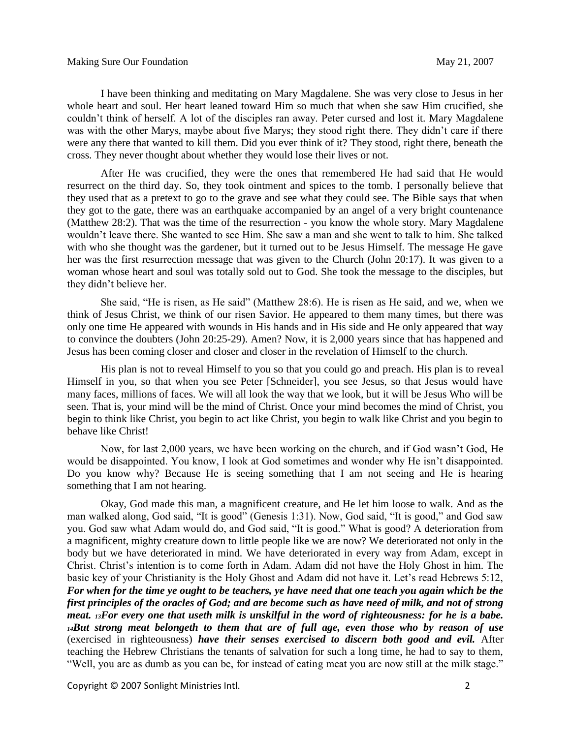I have been thinking and meditating on Mary Magdalene. She was very close to Jesus in her whole heart and soul. Her heart leaned toward Him so much that when she saw Him crucified, she couldn't think of herself. A lot of the disciples ran away. Peter cursed and lost it. Mary Magdalene was with the other Marys, maybe about five Marys; they stood right there. They didn't care if there were any there that wanted to kill them. Did you ever think of it? They stood, right there, beneath the cross. They never thought about whether they would lose their lives or not.

After He was crucified, they were the ones that remembered He had said that He would resurrect on the third day. So, they took ointment and spices to the tomb. I personally believe that they used that as a pretext to go to the grave and see what they could see. The Bible says that when they got to the gate, there was an earthquake accompanied by an angel of a very bright countenance (Matthew 28:2). That was the time of the resurrection - you know the whole story. Mary Magdalene wouldn't leave there. She wanted to see Him. She saw a man and she went to talk to him. She talked with who she thought was the gardener, but it turned out to be Jesus Himself. The message He gave her was the first resurrection message that was given to the Church (John 20:17). It was given to a woman whose heart and soul was totally sold out to God. She took the message to the disciples, but they didn't believe her.

She said, "He is risen, as He said" (Matthew 28:6). He is risen as He said, and we, when we think of Jesus Christ, we think of our risen Savior. He appeared to them many times, but there was only one time He appeared with wounds in His hands and in His side and He only appeared that way to convince the doubters (John 20:25-29). Amen? Now, it is 2,000 years since that has happened and Jesus has been coming closer and closer and closer in the revelation of Himself to the church.

His plan is not to reveal Himself to you so that you could go and preach. His plan is to reveal Himself in you, so that when you see Peter [Schneider], you see Jesus, so that Jesus would have many faces, millions of faces. We will all look the way that we look, but it will be Jesus Who will be seen. That is, your mind will be the mind of Christ. Once your mind becomes the mind of Christ, you begin to think like Christ, you begin to act like Christ, you begin to walk like Christ and you begin to behave like Christ!

Now, for last 2,000 years, we have been working on the church, and if God wasn't God, He would be disappointed. You know, I look at God sometimes and wonder why He isn't disappointed. Do you know why? Because He is seeing something that I am not seeing and He is hearing something that I am not hearing.

Okay, God made this man, a magnificent creature, and He let him loose to walk. And as the man walked along, God said, "It is good" (Genesis 1:31). Now, God said, "It is good," and God saw you. God saw what Adam would do, and God said, "It is good." What is good? A deterioration from a magnificent, mighty creature down to little people like we are now? We deteriorated not only in the body but we have deteriorated in mind. We have deteriorated in every way from Adam, except in Christ. Christ's intention is to come forth in Adam. Adam did not have the Holy Ghost in him. The basic key of your Christianity is the Holy Ghost and Adam did not have it. Let's read Hebrews 5:12, ***For when for the time ye ought to be teachers, ye have need that one teach you again which be the first principles of the oracles of God; and are become such as have need of milk, and not of strong meat. 13For every one that useth milk is unskilful in the word of righteousness: for he is a babe. 14But strong meat belongeth to them that are of full age, even those who by reason of use*** (exercised in righteousness) ***have their senses exercised to discern both good and evil.*** After teaching the Hebrew Christians the tenants of salvation for such a long time, he had to say to them, "Well, you are as dumb as you can be, for instead of eating meat you are now still at the milk stage."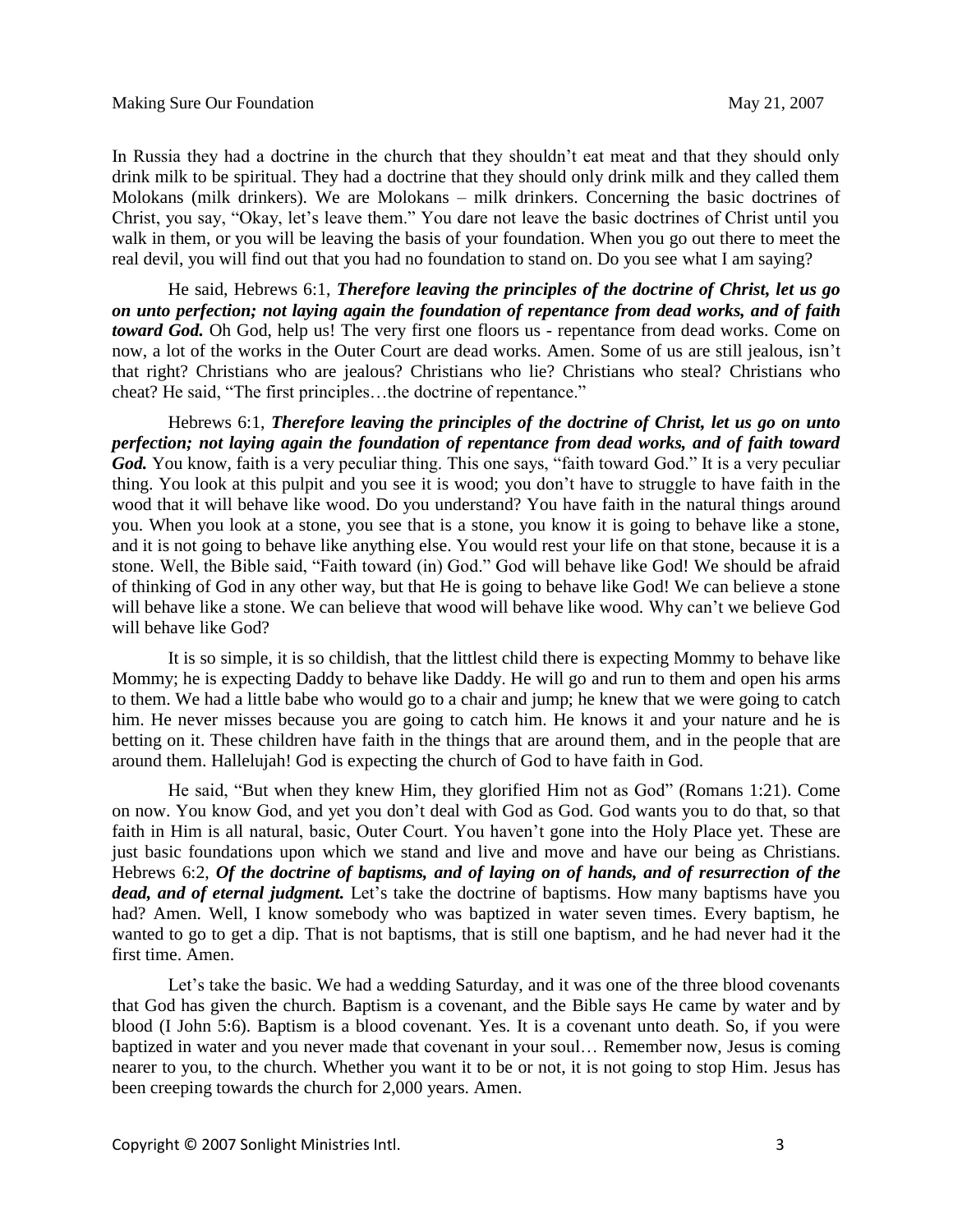In Russia they had a doctrine in the church that they shouldn't eat meat and that they should only drink milk to be spiritual. They had a doctrine that they should only drink milk and they called them Molokans (milk drinkers). We are Molokans – milk drinkers. Concerning the basic doctrines of Christ, you say, "Okay, let's leave them." You dare not leave the basic doctrines of Christ until you walk in them, or you will be leaving the basis of your foundation. When you go out there to meet the real devil, you will find out that you had no foundation to stand on. Do you see what I am saying?

He said, Hebrews 6:1, ***Therefore leaving the principles of the doctrine of Christ, let us go on unto perfection; not laying again the foundation of repentance from dead works, and of faith toward God.*** Oh God, help us! The very first one floors us - repentance from dead works. Come on now, a lot of the works in the Outer Court are dead works. Amen. Some of us are still jealous, isn't that right? Christians who are jealous? Christians who lie? Christians who steal? Christians who cheat? He said, "The first principles…the doctrine of repentance."

Hebrews 6:1, ***Therefore leaving the principles of the doctrine of Christ, let us go on unto perfection; not laying again the foundation of repentance from dead works, and of faith toward God.*** You know, faith is a very peculiar thing. This one says, "faith toward God." It is a very peculiar thing. You look at this pulpit and you see it is wood; you don't have to struggle to have faith in the wood that it will behave like wood. Do you understand? You have faith in the natural things around you. When you look at a stone, you see that is a stone, you know it is going to behave like a stone, and it is not going to behave like anything else. You would rest your life on that stone, because it is a stone. Well, the Bible said, "Faith toward (in) God." God will behave like God! We should be afraid of thinking of God in any other way, but that He is going to behave like God! We can believe a stone will behave like a stone. We can believe that wood will behave like wood. Why can't we believe God will behave like God?

It is so simple, it is so childish, that the littlest child there is expecting Mommy to behave like Mommy; he is expecting Daddy to behave like Daddy. He will go and run to them and open his arms to them. We had a little babe who would go to a chair and jump; he knew that we were going to catch him. He never misses because you are going to catch him. He knows it and your nature and he is betting on it. These children have faith in the things that are around them, and in the people that are around them. Hallelujah! God is expecting the church of God to have faith in God.

He said, "But when they knew Him, they glorified Him not as God" (Romans 1:21). Come on now. You know God, and yet you don't deal with God as God. God wants you to do that, so that faith in Him is all natural, basic, Outer Court. You haven't gone into the Holy Place yet. These are just basic foundations upon which we stand and live and move and have our being as Christians. Hebrews 6:2, ***Of the doctrine of baptisms, and of laying on of hands, and of resurrection of the dead, and of eternal judgment.*** Let's take the doctrine of baptisms. How many baptisms have you had? Amen. Well, I know somebody who was baptized in water seven times. Every baptism, he wanted to go to get a dip. That is not baptisms, that is still one baptism, and he had never had it the first time. Amen.

Let's take the basic. We had a wedding Saturday, and it was one of the three blood covenants that God has given the church. Baptism is a covenant, and the Bible says He came by water and by blood (I John 5:6). Baptism is a blood covenant. Yes. It is a covenant unto death. So, if you were baptized in water and you never made that covenant in your soul… Remember now, Jesus is coming nearer to you, to the church. Whether you want it to be or not, it is not going to stop Him. Jesus has been creeping towards the church for 2,000 years. Amen.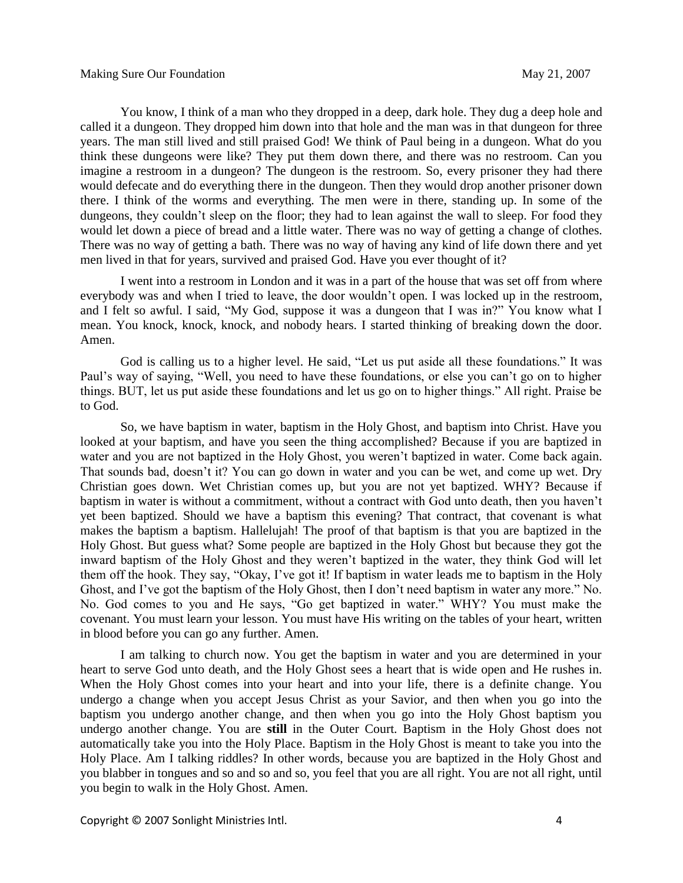You know, I think of a man who they dropped in a deep, dark hole. They dug a deep hole and called it a dungeon. They dropped him down into that hole and the man was in that dungeon for three years. The man still lived and still praised God! We think of Paul being in a dungeon. What do you think these dungeons were like? They put them down there, and there was no restroom. Can you imagine a restroom in a dungeon? The dungeon is the restroom. So, every prisoner they had there would defecate and do everything there in the dungeon. Then they would drop another prisoner down there. I think of the worms and everything. The men were in there, standing up. In some of the dungeons, they couldn't sleep on the floor; they had to lean against the wall to sleep. For food they would let down a piece of bread and a little water. There was no way of getting a change of clothes. There was no way of getting a bath. There was no way of having any kind of life down there and yet men lived in that for years, survived and praised God. Have you ever thought of it?

I went into a restroom in London and it was in a part of the house that was set off from where everybody was and when I tried to leave, the door wouldn't open. I was locked up in the restroom, and I felt so awful. I said, "My God, suppose it was a dungeon that I was in?" You know what I mean. You knock, knock, knock, and nobody hears. I started thinking of breaking down the door. Amen.

God is calling us to a higher level. He said, "Let us put aside all these foundations." It was Paul's way of saying, "Well, you need to have these foundations, or else you can't go on to higher things. BUT, let us put aside these foundations and let us go on to higher things." All right. Praise be to God.

So, we have baptism in water, baptism in the Holy Ghost, and baptism into Christ. Have you looked at your baptism, and have you seen the thing accomplished? Because if you are baptized in water and you are not baptized in the Holy Ghost, you weren't baptized in water. Come back again. That sounds bad, doesn't it? You can go down in water and you can be wet, and come up wet. Dry Christian goes down. Wet Christian comes up, but you are not yet baptized. WHY? Because if baptism in water is without a commitment, without a contract with God unto death, then you haven't yet been baptized. Should we have a baptism this evening? That contract, that covenant is what makes the baptism a baptism. Hallelujah! The proof of that baptism is that you are baptized in the Holy Ghost. But guess what? Some people are baptized in the Holy Ghost but because they got the inward baptism of the Holy Ghost and they weren't baptized in the water, they think God will let them off the hook. They say, "Okay, I've got it! If baptism in water leads me to baptism in the Holy Ghost, and I've got the baptism of the Holy Ghost, then I don't need baptism in water any more." No. No. God comes to you and He says, "Go get baptized in water." WHY? You must make the covenant. You must learn your lesson. You must have His writing on the tables of your heart, written in blood before you can go any further. Amen.

I am talking to church now. You get the baptism in water and you are determined in your heart to serve God unto death, and the Holy Ghost sees a heart that is wide open and He rushes in. When the Holy Ghost comes into your heart and into your life, there is a definite change. You undergo a change when you accept Jesus Christ as your Savior, and then when you go into the baptism you undergo another change, and then when you go into the Holy Ghost baptism you undergo another change. You are **still** in the Outer Court. Baptism in the Holy Ghost does not automatically take you into the Holy Place. Baptism in the Holy Ghost is meant to take you into the Holy Place. Am I talking riddles? In other words, because you are baptized in the Holy Ghost and you blabber in tongues and so and so and so, you feel that you are all right. You are not all right, until you begin to walk in the Holy Ghost. Amen.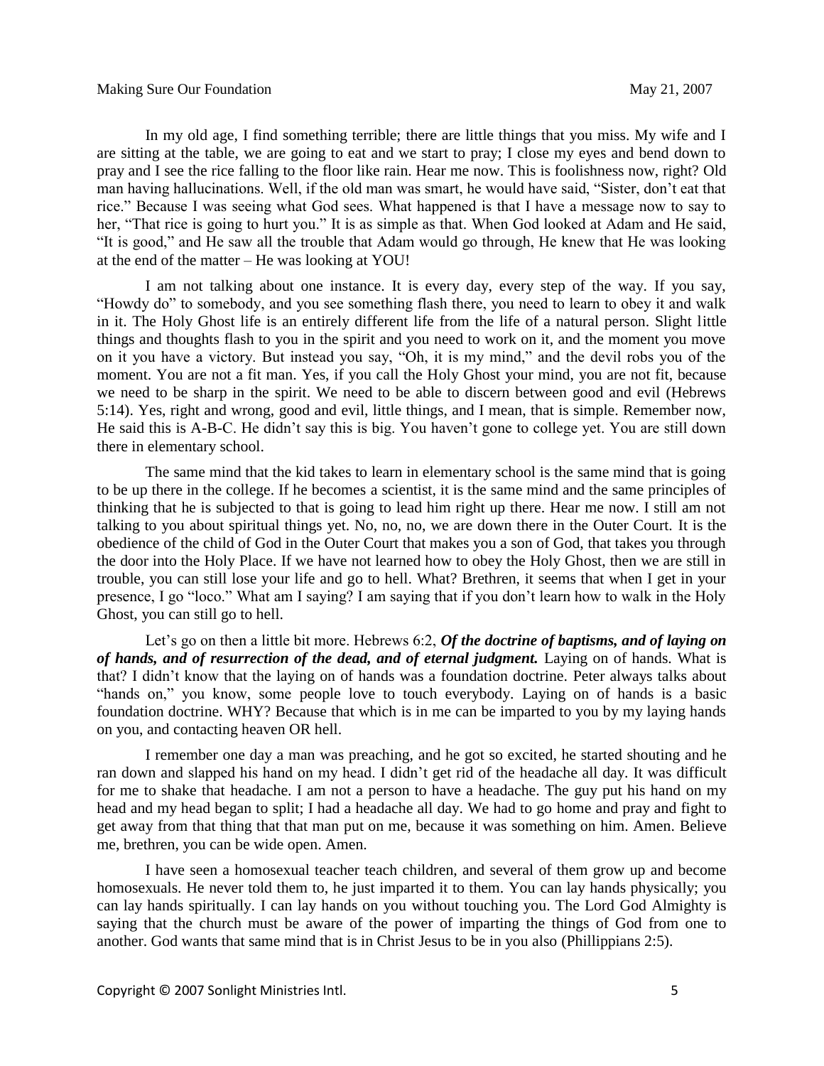In my old age, I find something terrible; there are little things that you miss. My wife and I are sitting at the table, we are going to eat and we start to pray; I close my eyes and bend down to pray and I see the rice falling to the floor like rain. Hear me now. This is foolishness now, right? Old man having hallucinations. Well, if the old man was smart, he would have said, "Sister, don't eat that rice." Because I was seeing what God sees. What happened is that I have a message now to say to her, "That rice is going to hurt you." It is as simple as that. When God looked at Adam and He said, "It is good," and He saw all the trouble that Adam would go through, He knew that He was looking at the end of the matter – He was looking at YOU!

I am not talking about one instance. It is every day, every step of the way. If you say, "Howdy do" to somebody, and you see something flash there, you need to learn to obey it and walk in it. The Holy Ghost life is an entirely different life from the life of a natural person. Slight little things and thoughts flash to you in the spirit and you need to work on it, and the moment you move on it you have a victory. But instead you say, "Oh, it is my mind," and the devil robs you of the moment. You are not a fit man. Yes, if you call the Holy Ghost your mind, you are not fit, because we need to be sharp in the spirit. We need to be able to discern between good and evil (Hebrews 5:14). Yes, right and wrong, good and evil, little things, and I mean, that is simple. Remember now, He said this is A-B-C. He didn't say this is big. You haven't gone to college yet. You are still down there in elementary school.

The same mind that the kid takes to learn in elementary school is the same mind that is going to be up there in the college. If he becomes a scientist, it is the same mind and the same principles of thinking that he is subjected to that is going to lead him right up there. Hear me now. I still am not talking to you about spiritual things yet. No, no, no, we are down there in the Outer Court. It is the obedience of the child of God in the Outer Court that makes you a son of God, that takes you through the door into the Holy Place. If we have not learned how to obey the Holy Ghost, then we are still in trouble, you can still lose your life and go to hell. What? Brethren, it seems that when I get in your presence, I go "loco." What am I saying? I am saying that if you don't learn how to walk in the Holy Ghost, you can still go to hell.

Let's go on then a little bit more. Hebrews 6:2, ***Of the doctrine of baptisms, and of laying on of hands, and of resurrection of the dead, and of eternal judgment.*** Laying on of hands. What is that? I didn't know that the laying on of hands was a foundation doctrine. Peter always talks about "hands on," you know, some people love to touch everybody. Laying on of hands is a basic foundation doctrine. WHY? Because that which is in me can be imparted to you by my laying hands on you, and contacting heaven OR hell.

I remember one day a man was preaching, and he got so excited, he started shouting and he ran down and slapped his hand on my head. I didn't get rid of the headache all day. It was difficult for me to shake that headache. I am not a person to have a headache. The guy put his hand on my head and my head began to split; I had a headache all day. We had to go home and pray and fight to get away from that thing that that man put on me, because it was something on him. Amen. Believe me, brethren, you can be wide open. Amen.

I have seen a homosexual teacher teach children, and several of them grow up and become homosexuals. He never told them to, he just imparted it to them. You can lay hands physically; you can lay hands spiritually. I can lay hands on you without touching you. The Lord God Almighty is saying that the church must be aware of the power of imparting the things of God from one to another. God wants that same mind that is in Christ Jesus to be in you also (Phillippians 2:5).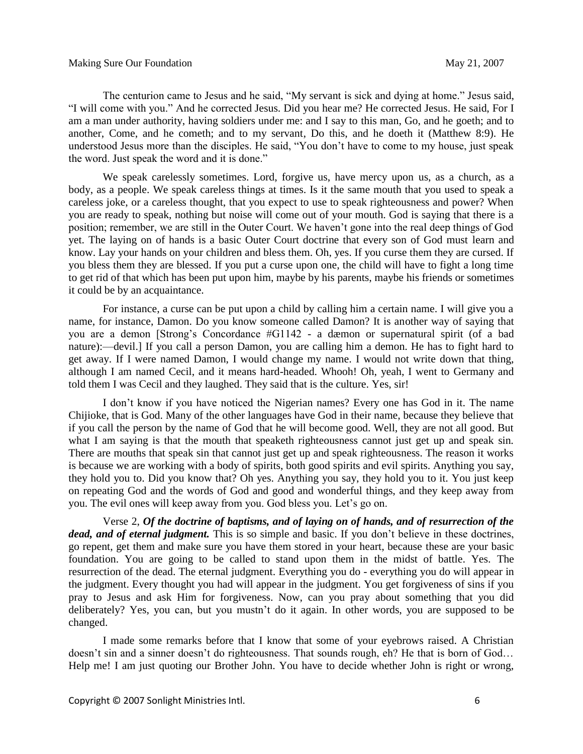The centurion came to Jesus and he said, “My servant is sick and dying at home.” Jesus said, “I will come with you.” And he corrected Jesus. Did you hear me? He corrected Jesus. He said, For I am a man under authority, having soldiers under me: and I say to this man, Go, and he goeth; and to another, Come, and he cometh; and to my servant, Do this, and he doeth it (Matthew 8:9). He understood Jesus more than the disciples. He said, “You don’t have to come to my house, just speak the word. Just speak the word and it is done.”

We speak carelessly sometimes. Lord, forgive us, have mercy upon us, as a church, as a body, as a people. We speak careless things at times. Is it the same mouth that you used to speak a careless joke, or a careless thought, that you expect to use to speak righteousness and power? When you are ready to speak, nothing but noise will come out of your mouth. God is saying that there is a position; remember, we are still in the Outer Court. We haven’t gone into the real deep things of God yet. The laying on of hands is a basic Outer Court doctrine that every son of God must learn and know. Lay your hands on your children and bless them. Oh, yes. If you curse them they are cursed. If you bless them they are blessed. If you put a curse upon one, the child will have to fight a long time to get rid of that which has been put upon him, maybe by his parents, maybe his friends or sometimes it could be by an acquaintance.

For instance, a curse can be put upon a child by calling him a certain name. I will give you a name, for instance, Damon. Do you know someone called Damon? It is another way of saying that you are a demon [Strong’s Concordance #G1142 - a dæmon or supernatural spirit (of a bad nature):—devil.] If you call a person Damon, you are calling him a demon. He has to fight hard to get away. If I were named Damon, I would change my name. I would not write down that thing, although I am named Cecil, and it means hard-headed. Whooh! Oh, yeah, I went to Germany and told them I was Cecil and they laughed. They said that is the culture. Yes, sir!

I don’t know if you have noticed the Nigerian names? Every one has God in it. The name Chijioke, that is God. Many of the other languages have God in their name, because they believe that if you call the person by the name of God that he will become good. Well, they are not all good. But what I am saying is that the mouth that speaketh righteousness cannot just get up and speak sin. There are mouths that speak sin that cannot just get up and speak righteousness. The reason it works is because we are working with a body of spirits, both good spirits and evil spirits. Anything you say, they hold you to. Did you know that? Oh yes. Anything you say, they hold you to it. You just keep on repeating God and the words of God and good and wonderful things, and they keep away from you. The evil ones will keep away from you. God bless you. Let’s go on.

Verse 2, ***Of the doctrine of baptisms, and of laying on of hands, and of resurrection of the dead, and of eternal judgment.*** This is so simple and basic. If you don’t believe in these doctrines, go repent, get them and make sure you have them stored in your heart, because these are your basic foundation. You are going to be called to stand upon them in the midst of battle. Yes. The resurrection of the dead. The eternal judgment. Everything you do - everything you do will appear in the judgment. Every thought you had will appear in the judgment. You get forgiveness of sins if you pray to Jesus and ask Him for forgiveness. Now, can you pray about something that you did deliberately? Yes, you can, but you mustn’t do it again. In other words, you are supposed to be changed.

I made some remarks before that I know that some of your eyebrows raised. A Christian doesn’t sin and a sinner doesn’t do righteousness. That sounds rough, eh? He that is born of God… Help me! I am just quoting our Brother John. You have to decide whether John is right or wrong,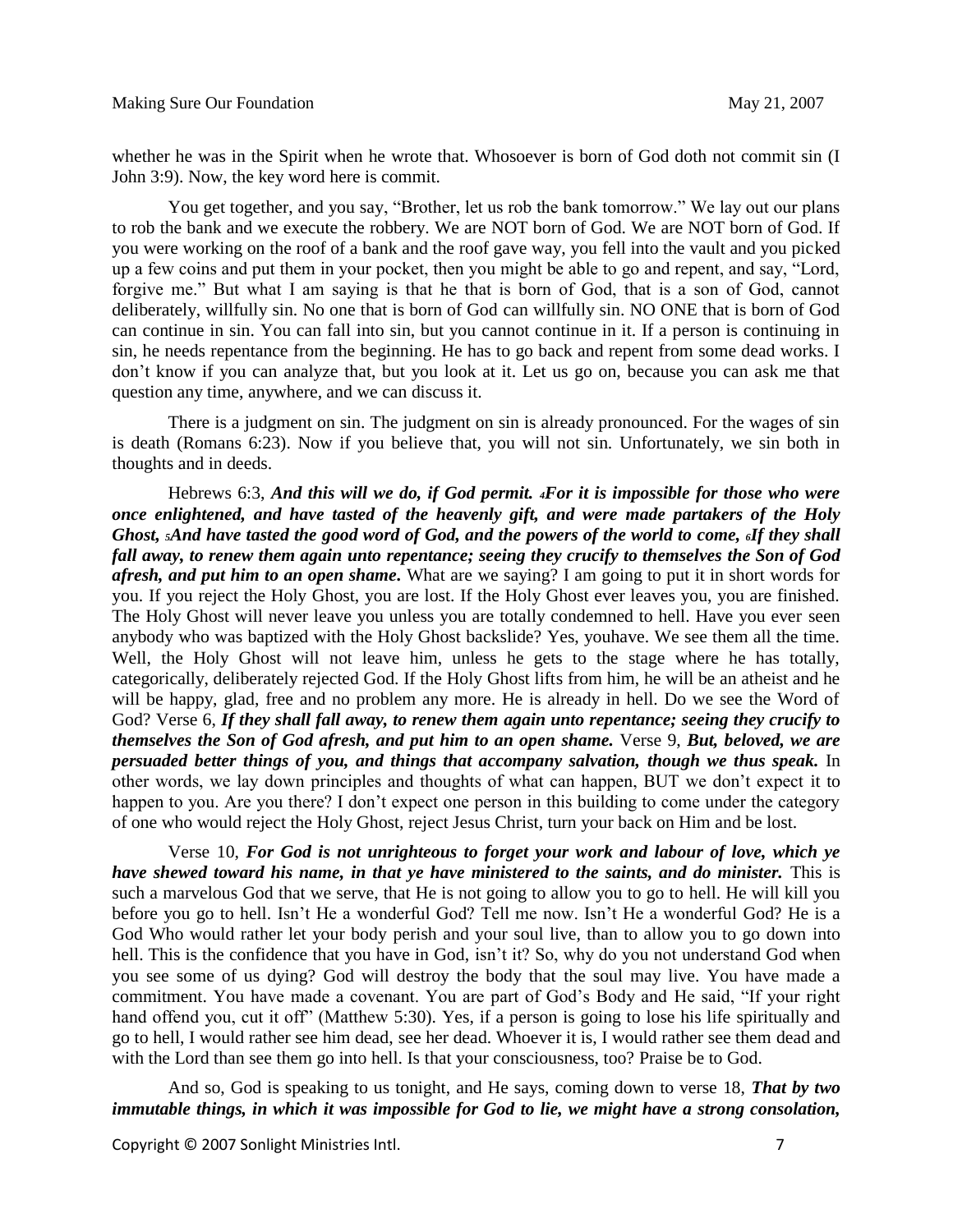whether he was in the Spirit when he wrote that. Whosoever is born of God doth not commit sin (I John 3:9). Now, the key word here is commit.

You get together, and you say, "Brother, let us rob the bank tomorrow." We lay out our plans to rob the bank and we execute the robbery. We are NOT born of God. We are NOT born of God. If you were working on the roof of a bank and the roof gave way, you fell into the vault and you picked up a few coins and put them in your pocket, then you might be able to go and repent, and say, "Lord, forgive me." But what I am saying is that he that is born of God, that is a son of God, cannot deliberately, willfully sin. No one that is born of God can willfully sin. NO ONE that is born of God can continue in sin. You can fall into sin, but you cannot continue in it. If a person is continuing in sin, he needs repentance from the beginning. He has to go back and repent from some dead works. I don't know if you can analyze that, but you look at it. Let us go on, because you can ask me that question any time, anywhere, and we can discuss it.

There is a judgment on sin. The judgment on sin is already pronounced. For the wages of sin is death (Romans 6:23). Now if you believe that, you will not sin. Unfortunately, we sin both in thoughts and in deeds.

Hebrews 6:3, ***And this will we do, if God permit. 4For it is impossible for those who were once enlightened, and have tasted of the heavenly gift, and were made partakers of the Holy Ghost, 5And have tasted the good word of God, and the powers of the world to come, 6If they shall fall away, to renew them again unto repentance; seeing they crucify to themselves the Son of God afresh, and put him to an open shame.*** What are we saying? I am going to put it in short words for you. If you reject the Holy Ghost, you are lost. If the Holy Ghost ever leaves you, you are finished. The Holy Ghost will never leave you unless you are totally condemned to hell. Have you ever seen anybody who was baptized with the Holy Ghost backslide? Yes, youhave. We see them all the time. Well, the Holy Ghost will not leave him, unless he gets to the stage where he has totally, categorically, deliberately rejected God. If the Holy Ghost lifts from him, he will be an atheist and he will be happy, glad, free and no problem any more. He is already in hell. Do we see the Word of God? Verse 6, ***If they shall fall away, to renew them again unto repentance; seeing they crucify to themselves the Son of God afresh, and put him to an open shame.*** Verse 9, ***But, beloved, we are persuaded better things of you, and things that accompany salvation, though we thus speak.*** In other words, we lay down principles and thoughts of what can happen, BUT we don't expect it to happen to you. Are you there? I don't expect one person in this building to come under the category of one who would reject the Holy Ghost, reject Jesus Christ, turn your back on Him and be lost.

Verse 10, ***For God is not unrighteous to forget your work and labour of love, which ye have shewed toward his name, in that ye have ministered to the saints, and do minister.*** This is such a marvelous God that we serve, that He is not going to allow you to go to hell. He will kill you before you go to hell. Isn't He a wonderful God? Tell me now. Isn't He a wonderful God? He is a God Who would rather let your body perish and your soul live, than to allow you to go down into hell. This is the confidence that you have in God, isn't it? So, why do you not understand God when you see some of us dying? God will destroy the body that the soul may live. You have made a commitment. You have made a covenant. You are part of God's Body and He said, "If your right hand offend you, cut it off" (Matthew 5:30). Yes, if a person is going to lose his life spiritually and go to hell, I would rather see him dead, see her dead. Whoever it is, I would rather see them dead and with the Lord than see them go into hell. Is that your consciousness, too? Praise be to God.

And so, God is speaking to us tonight, and He says, coming down to verse 18, ***That by two immutable things, in which it was impossible for God to lie, we might have a strong consolation,***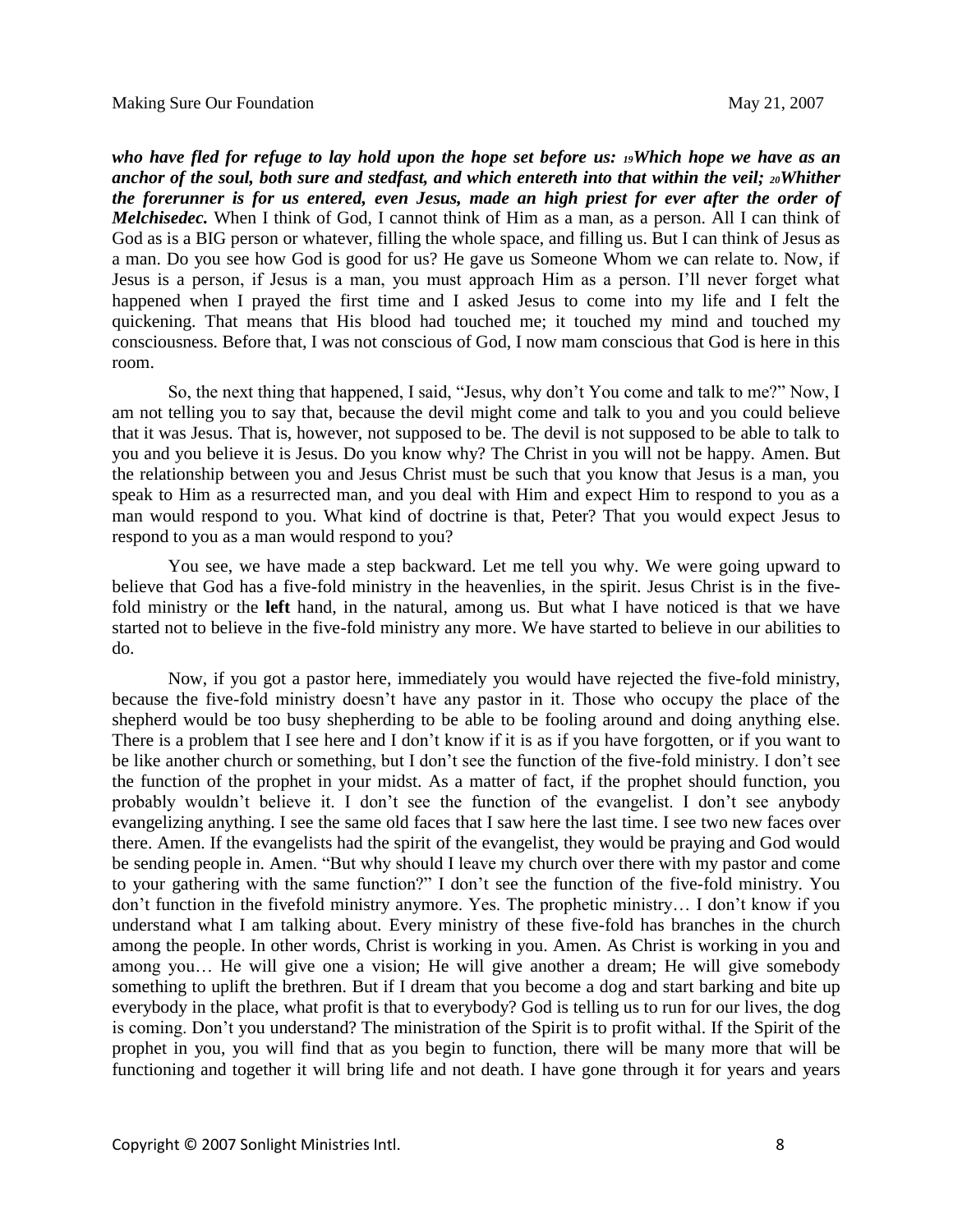***who have fled for refuge to lay hold upon the hope set before us:*** [19]***Which hope we have as an anchor of the soul, both sure and stedfast, and which entereth into that within the veil;*** [20]***Whither the forerunner is for us entered, even Jesus, made an high priest for ever after the order of Melchisedec.*** When I think of God, I cannot think of Him as a man, as a person. All I can think of God as is a BIG person or whatever, filling the whole space, and filling us. But I can think of Jesus as a man. Do you see how God is good for us? He gave us Someone Whom we can relate to. Now, if Jesus is a person, if Jesus is a man, you must approach Him as a person. I'll never forget what happened when I prayed the first time and I asked Jesus to come into my life and I felt the quickening. That means that His blood had touched me; it touched my mind and touched my consciousness. Before that, I was not conscious of God, I now mam conscious that God is here in this room.

So, the next thing that happened, I said, "Jesus, why don't You come and talk to me?" Now, I am not telling you to say that, because the devil might come and talk to you and you could believe that it was Jesus. That is, however, not supposed to be. The devil is not supposed to be able to talk to you and you believe it is Jesus. Do you know why? The Christ in you will not be happy. Amen. But the relationship between you and Jesus Christ must be such that you know that Jesus is a man, you speak to Him as a resurrected man, and you deal with Him and expect Him to respond to you as a man would respond to you. What kind of doctrine is that, Peter? That you would expect Jesus to respond to you as a man would respond to you?

You see, we have made a step backward. Let me tell you why. We were going upward to believe that God has a five-fold ministry in the heavenlies, in the spirit. Jesus Christ is in the five-fold ministry or the **left** hand, in the natural, among us. But what I have noticed is that we have started not to believe in the five-fold ministry any more. We have started to believe in our abilities to do.

Now, if you got a pastor here, immediately you would have rejected the five-fold ministry, because the five-fold ministry doesn't have any pastor in it. Those who occupy the place of the shepherd would be too busy shepherding to be able to be fooling around and doing anything else. There is a problem that I see here and I don't know if it is as if you have forgotten, or if you want to be like another church or something, but I don't see the function of the five-fold ministry. I don't see the function of the prophet in your midst. As a matter of fact, if the prophet should function, you probably wouldn't believe it. I don't see the function of the evangelist. I don't see anybody evangelizing anything. I see the same old faces that I saw here the last time. I see two new faces over there. Amen. If the evangelists had the spirit of the evangelist, they would be praying and God would be sending people in. Amen. "But why should I leave my church over there with my pastor and come to your gathering with the same function?" I don't see the function of the five-fold ministry. You don't function in the fivefold ministry anymore. Yes. The prophetic ministry… I don't know if you understand what I am talking about. Every ministry of these five-fold has branches in the church among the people. In other words, Christ is working in you. Amen. As Christ is working in you and among you… He will give one a vision; He will give another a dream; He will give somebody something to uplift the brethren. But if I dream that you become a dog and start barking and bite up everybody in the place, what profit is that to everybody? God is telling us to run for our lives, the dog is coming. Don't you understand? The ministration of the Spirit is to profit withal. If the Spirit of the prophet in you, you will find that as you begin to function, there will be many more that will be functioning and together it will bring life and not death. I have gone through it for years and years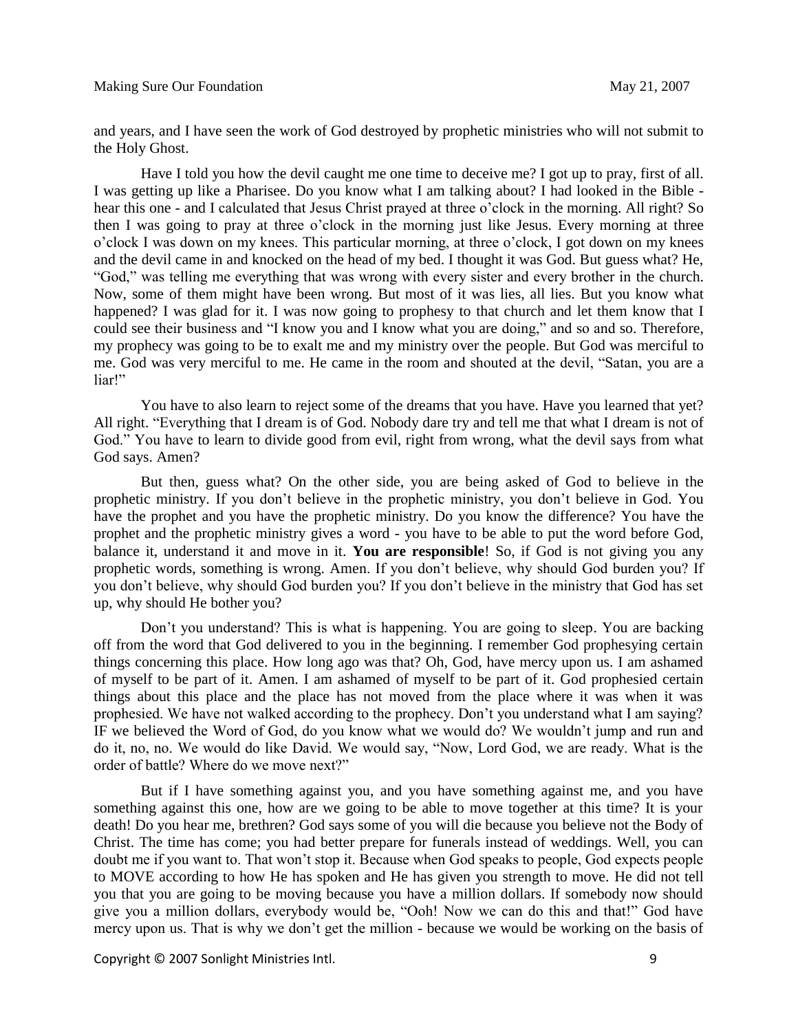and years, and I have seen the work of God destroyed by prophetic ministries who will not submit to the Holy Ghost.

Have I told you how the devil caught me one time to deceive me? I got up to pray, first of all. I was getting up like a Pharisee. Do you know what I am talking about? I had looked in the Bible - hear this one - and I calculated that Jesus Christ prayed at three o'clock in the morning. All right? So then I was going to pray at three o'clock in the morning just like Jesus. Every morning at three o'clock I was down on my knees. This particular morning, at three o'clock, I got down on my knees and the devil came in and knocked on the head of my bed. I thought it was God. But guess what? He, "God," was telling me everything that was wrong with every sister and every brother in the church. Now, some of them might have been wrong. But most of it was lies, all lies. But you know what happened? I was glad for it. I was now going to prophesy to that church and let them know that I could see their business and "I know you and I know what you are doing," and so and so. Therefore, my prophecy was going to be to exalt me and my ministry over the people. But God was merciful to me. God was very merciful to me. He came in the room and shouted at the devil, "Satan, you are a liar!"

You have to also learn to reject some of the dreams that you have. Have you learned that yet? All right. "Everything that I dream is of God. Nobody dare try and tell me that what I dream is not of God." You have to learn to divide good from evil, right from wrong, what the devil says from what God says. Amen?

But then, guess what? On the other side, you are being asked of God to believe in the prophetic ministry. If you don't believe in the prophetic ministry, you don't believe in God. You have the prophet and you have the prophetic ministry. Do you know the difference? You have the prophet and the prophetic ministry gives a word - you have to be able to put the word before God, balance it, understand it and move in it. **You are responsible**! So, if God is not giving you any prophetic words, something is wrong. Amen. If you don't believe, why should God burden you? If you don't believe, why should God burden you? If you don't believe in the ministry that God has set up, why should He bother you?

Don't you understand? This is what is happening. You are going to sleep. You are backing off from the word that God delivered to you in the beginning. I remember God prophesying certain things concerning this place. How long ago was that? Oh, God, have mercy upon us. I am ashamed of myself to be part of it. Amen. I am ashamed of myself to be part of it. God prophesied certain things about this place and the place has not moved from the place where it was when it was prophesied. We have not walked according to the prophecy. Don't you understand what I am saying? IF we believed the Word of God, do you know what we would do? We wouldn't jump and run and do it, no, no. We would do like David. We would say, "Now, Lord God, we are ready. What is the order of battle? Where do we move next?"

But if I have something against you, and you have something against me, and you have something against this one, how are we going to be able to move together at this time? It is your death! Do you hear me, brethren? God says some of you will die because you believe not the Body of Christ. The time has come; you had better prepare for funerals instead of weddings. Well, you can doubt me if you want to. That won't stop it. Because when God speaks to people, God expects people to MOVE according to how He has spoken and He has given you strength to move. He did not tell you that you are going to be moving because you have a million dollars. If somebody now should give you a million dollars, everybody would be, "Ooh! Now we can do this and that!" God have mercy upon us. That is why we don't get the million - because we would be working on the basis of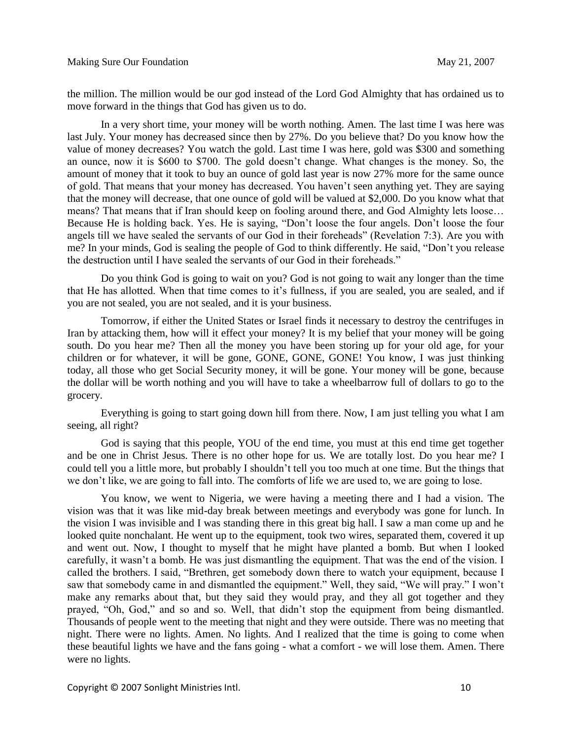the million. The million would be our god instead of the Lord God Almighty that has ordained us to move forward in the things that God has given us to do.

In a very short time, your money will be worth nothing. Amen. The last time I was here was last July. Your money has decreased since then by 27%. Do you believe that? Do you know how the value of money decreases? You watch the gold. Last time I was here, gold was $300 and something an ounce, now it is $600 to $700. The gold doesn't change. What changes is the money. So, the amount of money that it took to buy an ounce of gold last year is now 27% more for the same ounce of gold. That means that your money has decreased. You haven't seen anything yet. They are saying that the money will decrease, that one ounce of gold will be valued at $2,000. Do you know what that means? That means that if Iran should keep on fooling around there, and God Almighty lets loose… Because He is holding back. Yes. He is saying, "Don't loose the four angels. Don't loose the four angels till we have sealed the servants of our God in their foreheads" (Revelation 7:3). Are you with me? In your minds, God is sealing the people of God to think differently. He said, "Don't you release the destruction until I have sealed the servants of our God in their foreheads."

Do you think God is going to wait on you? God is not going to wait any longer than the time that He has allotted. When that time comes to it's fullness, if you are sealed, you are sealed, and if you are not sealed, you are not sealed, and it is your business.

Tomorrow, if either the United States or Israel finds it necessary to destroy the centrifuges in Iran by attacking them, how will it effect your money? It is my belief that your money will be going south. Do you hear me? Then all the money you have been storing up for your old age, for your children or for whatever, it will be gone, GONE, GONE, GONE! You know, I was just thinking today, all those who get Social Security money, it will be gone. Your money will be gone, because the dollar will be worth nothing and you will have to take a wheelbarrow full of dollars to go to the grocery.

Everything is going to start going down hill from there. Now, I am just telling you what I am seeing, all right?

God is saying that this people, YOU of the end time, you must at this end time get together and be one in Christ Jesus. There is no other hope for us. We are totally lost. Do you hear me? I could tell you a little more, but probably I shouldn't tell you too much at one time. But the things that we don't like, we are going to fall into. The comforts of life we are used to, we are going to lose.

You know, we went to Nigeria, we were having a meeting there and I had a vision. The vision was that it was like mid-day break between meetings and everybody was gone for lunch. In the vision I was invisible and I was standing there in this great big hall. I saw a man come up and he looked quite nonchalant. He went up to the equipment, took two wires, separated them, covered it up and went out. Now, I thought to myself that he might have planted a bomb. But when I looked carefully, it wasn't a bomb. He was just dismantling the equipment. That was the end of the vision. I called the brothers. I said, "Brethren, get somebody down there to watch your equipment, because I saw that somebody came in and dismantled the equipment." Well, they said, "We will pray." I won't make any remarks about that, but they said they would pray, and they all got together and they prayed, "Oh, God," and so and so. Well, that didn't stop the equipment from being dismantled. Thousands of people went to the meeting that night and they were outside. There was no meeting that night. There were no lights. Amen. No lights. And I realized that the time is going to come when these beautiful lights we have and the fans going - what a comfort - we will lose them. Amen. There were no lights.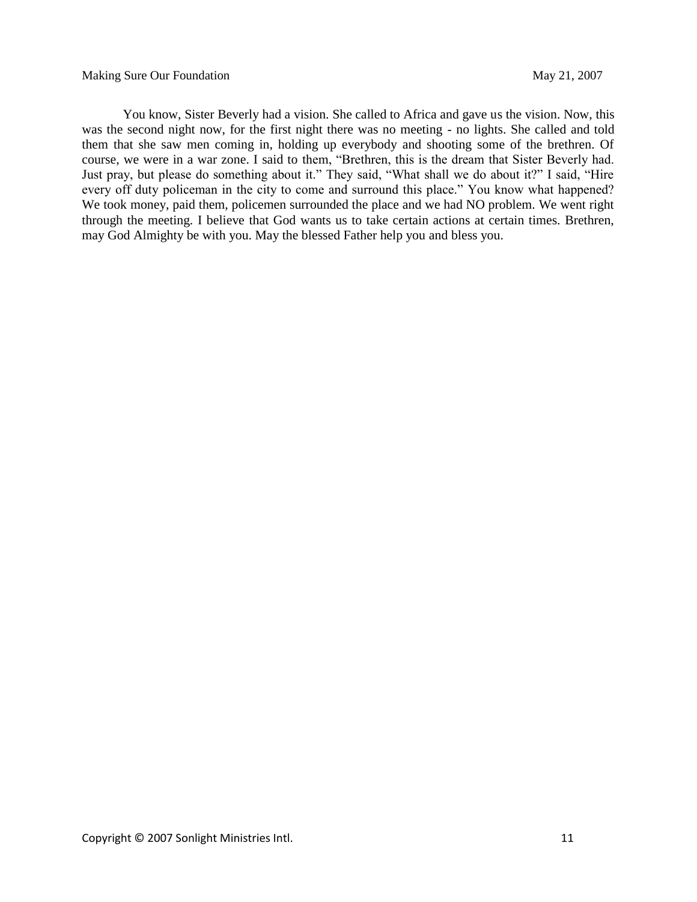You know, Sister Beverly had a vision. She called to Africa and gave us the vision. Now, this was the second night now, for the first night there was no meeting - no lights. She called and told them that she saw men coming in, holding up everybody and shooting some of the brethren. Of course, we were in a war zone. I said to them, "Brethren, this is the dream that Sister Beverly had. Just pray, but please do something about it." They said, "What shall we do about it?" I said, "Hire every off duty policeman in the city to come and surround this place." You know what happened? We took money, paid them, policemen surrounded the place and we had NO problem. We went right through the meeting. I believe that God wants us to take certain actions at certain times. Brethren, may God Almighty be with you. May the blessed Father help you and bless you.